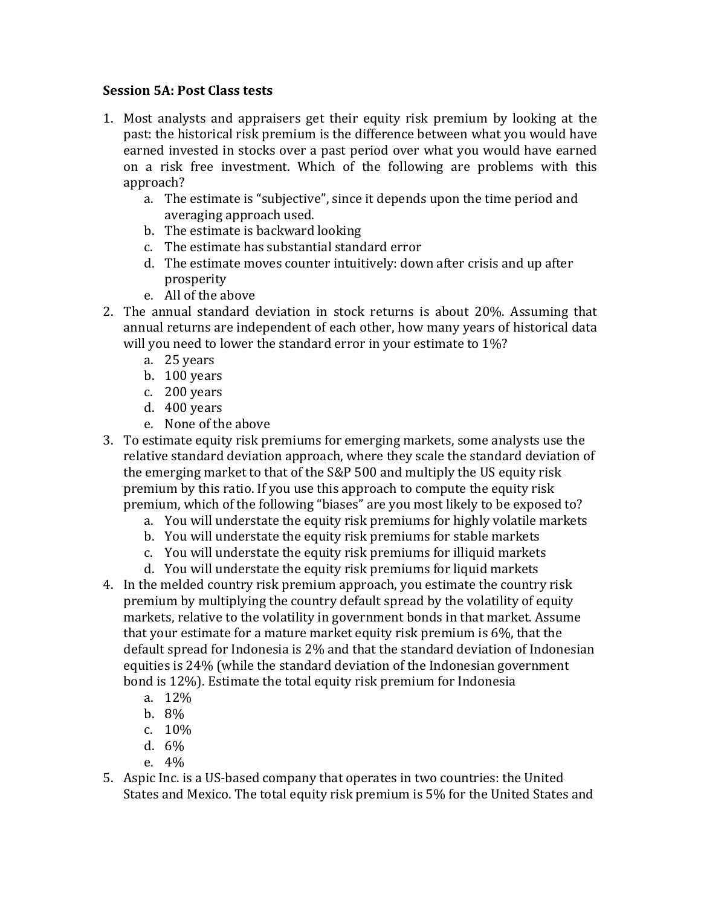**Session 5A: Post Class tests**

1. Most analysts and appraisers get their equity risk premium by looking at the past: the historical risk premium is the difference between what you would have earned invested in stocks over a past period over what you would have earned on a risk free investment. Which of the following are problems with this approach?
    a. The estimate is "subjective", since it depends upon the time period and averaging approach used.
    b. The estimate is backward looking
    c. The estimate has substantial standard error
    d. The estimate moves counter intuitively: down after crisis and up after prosperity
    e. All of the above
2. The annual standard deviation in stock returns is about 20%. Assuming that annual returns are independent of each other, how many years of historical data will you need to lower the standard error in your estimate to 1%?
    a. 25 years
    b. 100 years
    c. 200 years
    d. 400 years
    e. None of the above
3. To estimate equity risk premiums for emerging markets, some analysts use the relative standard deviation approach, where they scale the standard deviation of the emerging market to that of the S&P 500 and multiply the US equity risk premium by this ratio. If you use this approach to compute the equity risk premium, which of the following "biases" are you most likely to be exposed to?
    a. You will understate the equity risk premiums for highly volatile markets
    b. You will understate the equity risk premiums for stable markets
    c. You will understate the equity risk premiums for illiquid markets
    d. You will understate the equity risk premiums for liquid markets
4. In the melded country risk premium approach, you estimate the country risk premium by multiplying the country default spread by the volatility of equity markets, relative to the volatility in government bonds in that market. Assume that your estimate for a mature market equity risk premium is 6%, that the default spread for Indonesia is 2% and that the standard deviation of Indonesian equities is 24% (while the standard deviation of the Indonesian government bond is 12%). Estimate the total equity risk premium for Indonesia
    a. 12%
    b. 8%
    c. 10%
    d. 6%
    e. 4%
5. Aspic Inc. is a US-based company that operates in two countries: the United States and Mexico. The total equity risk premium is 5% for the United States and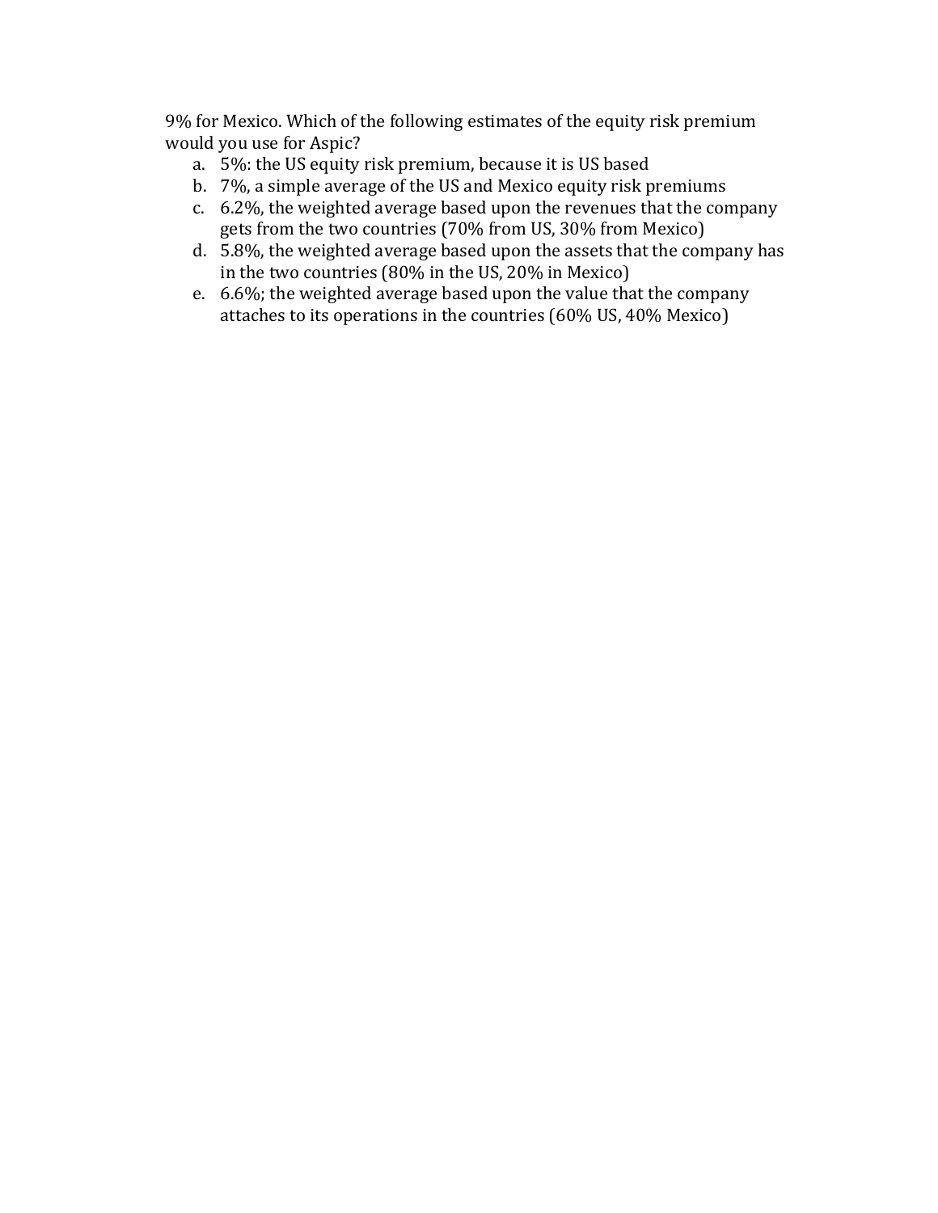9% for Mexico. Which of the following estimates of the equity risk premium would you use for Aspic?

a. 5%: the US equity risk premium, because it is US based
b. 7%, a simple average of the US and Mexico equity risk premiums
c. 6.2%, the weighted average based upon the revenues that the company gets from the two countries (70% from US, 30% from Mexico)
d. 5.8%, the weighted average based upon the assets that the company has in the two countries (80% in the US, 20% in Mexico)
e. 6.6%; the weighted average based upon the value that the company attaches to its operations in the countries (60% US, 40% Mexico)